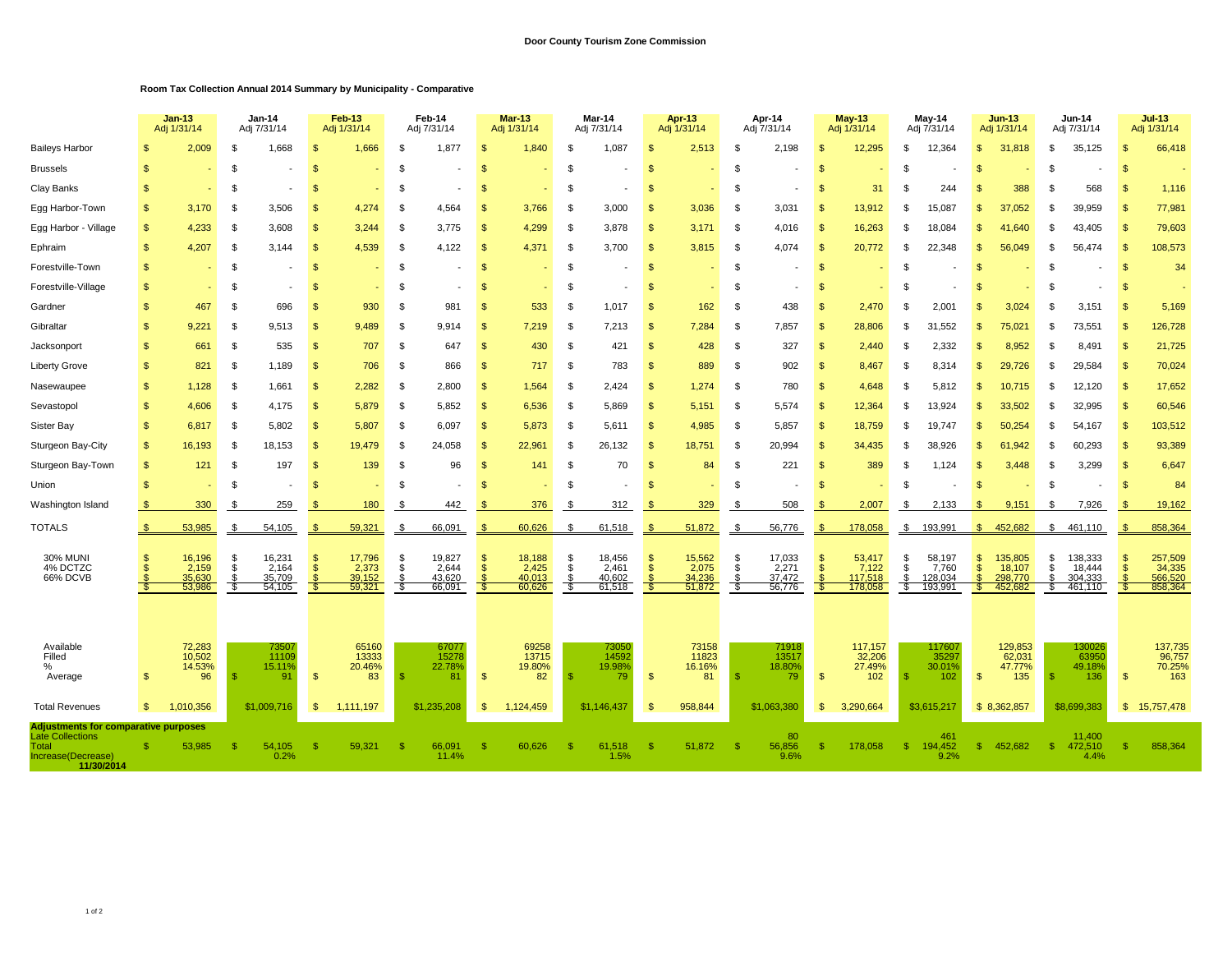**Door County Tourism Zone Commission**

**Room Tax Collection Annual 2014 Summary by Municipality - Comparative**

| | Jan-13 Adj 1/31/14 | Jan-14 Adj 7/31/14 | Feb-13 Adj 1/31/14 | Feb-14 Adj 7/31/14 | Mar-13 Adj 1/31/14 | Mar-14 Adj 7/31/14 | Apr-13 Adj 1/31/14 | Apr-14 Adj 7/31/14 | May-13 Adj 1/31/14 | May-14 Adj 7/31/14 | Jun-13 Adj 1/31/14 | Jun-14 Adj 7/31/14 | Jul-13 Adj 1/31/14 |
|---|---|---|---|---|---|---|---|---|---|---|---|---|---|
| Baileys Harbor | $ 2,009 | $ 1,668 | $ 1,666 | $ 1,877 | $ 1,840 | $ 1,087 | $ 2,513 | $ 2,198 | $ 12,295 | $ 12,364 | $ 31,818 | $ 35,125 | $ 66,418 |
| Brussels | $ - | $ - | $ - | $ - | $ - | $ - | $ - | $ - | $ - | $ - | $ - | $ - | $ - |
| Clay Banks | $ - | $ - | $ - | $ - | $ - | $ - | $ - | $ - | $ 31 | $ 244 | $ 388 | $ 568 | $ 1,116 |
| Egg Harbor-Town | $ 3,170 | $ 3,506 | $ 4,274 | $ 4,564 | $ 3,766 | $ 3,000 | $ 3,036 | $ 3,031 | $ 13,912 | $ 15,087 | $ 37,052 | $ 39,959 | $ 77,981 |
| Egg Harbor - Village | $ 4,233 | $ 3,608 | $ 3,244 | $ 3,775 | $ 4,299 | $ 3,878 | $ 3,171 | $ 4,016 | $ 16,263 | $ 18,084 | $ 41,640 | $ 43,405 | $ 79,603 |
| Ephraim | $ 4,207 | $ 3,144 | $ 4,539 | $ 4,122 | $ 4,371 | $ 3,700 | $ 3,815 | $ 4,074 | $ 20,772 | $ 22,348 | $ 56,049 | $ 56,474 | $ 108,573 |
| Forestville-Town | $ - | $ - | $ - | $ - | $ - | $ - | $ - | $ - | $ - | $ - | $ - | $ - | $ 34 |
| Forestville-Village | $ - | $ - | $ - | $ - | $ - | $ - | $ - | $ - | $ - | $ - | $ - | $ - | $ - |
| Gardner | $ 467 | $ 696 | $ 930 | $ 981 | $ 533 | $ 1,017 | $ 162 | $ 438 | $ 2,470 | $ 2,001 | $ 3,024 | $ 3,151 | $ 5,169 |
| Gibraltar | $ 9,221 | $ 9,513 | $ 9,489 | $ 9,914 | $ 7,219 | $ 7,213 | $ 7,284 | $ 7,857 | $ 28,806 | $ 31,552 | $ 75,021 | $ 73,551 | $ 126,728 |
| Jacksonport | $ 661 | $ 535 | $ 707 | $ 647 | $ 430 | $ 421 | $ 428 | $ 327 | $ 2,440 | $ 2,332 | $ 8,952 | $ 8,491 | $ 21,725 |
| Liberty Grove | $ 821 | $ 1,189 | $ 706 | $ 866 | $ 717 | $ 783 | $ 889 | $ 902 | $ 8,467 | $ 8,314 | $ 29,726 | $ 29,584 | $ 70,024 |
| Nasewaupee | $ 1,128 | $ 1,661 | $ 2,282 | $ 2,800 | $ 1,564 | $ 2,424 | $ 1,274 | $ 780 | $ 4,648 | $ 5,812 | $ 10,715 | $ 12,120 | $ 17,652 |
| Sevastopol | $ 4,606 | $ 4,175 | $ 5,879 | $ 5,852 | $ 6,536 | $ 5,869 | $ 5,151 | $ 5,574 | $ 12,364 | $ 13,924 | $ 33,502 | $ 32,995 | $ 60,546 |
| Sister Bay | $ 6,817 | $ 5,802 | $ 5,807 | $ 6,097 | $ 5,873 | $ 5,611 | $ 4,985 | $ 5,857 | $ 18,759 | $ 19,747 | $ 50,254 | $ 54,167 | $ 103,512 |
| Sturgeon Bay-City | $ 16,193 | $ 18,153 | $ 19,479 | $ 24,058 | $ 22,961 | $ 26,132 | $ 18,751 | $ 20,994 | $ 34,435 | $ 38,926 | $ 61,942 | $ 60,293 | $ 93,389 |
| Sturgeon Bay-Town | $ 121 | $ 197 | $ 139 | $ 96 | $ 141 | $ 70 | $ 84 | $ 221 | $ 389 | $ 1,124 | $ 3,448 | $ 3,299 | $ 6,647 |
| Union | $ - | $ - | $ - | $ - | $ - | $ - | $ - | $ - | $ - | $ - | $ - | $ - | $ 84 |
| Washington Island | $ 330 | $ 259 | $ 180 | $ 442 | $ 376 | $ 312 | $ 329 | $ 508 | $ 2,007 | $ 2,133 | $ 9,151 | $ 7,926 | $ 19,162 |
| TOTALS | $ 53,985 | $ 54,105 | $ 59,321 | $ 66,091 | $ 60,626 | $ 61,518 | $ 51,872 | $ 56,776 | $ 178,058 | $ 193,991 | $ 452,682 | $ 461,110 | $ 858,364 |
| 30% MUNI | $ 16,196 | $ 16,231 | $ 17,796 | $ 19,827 | $ 18,188 | $ 18,456 | $ 15,562 | $ 17,033 | $ 53,417 | $ 58,197 | $ 135,805 | $ 138,333 | $ 257,509 |
| 4% DCTZC | $ 2,159 | $ 2,164 | $ 2,373 | $ 2,644 | $ 2,425 | $ 2,461 | $ 2,075 | $ 2,271 | $ 7,122 | $ 7,760 | $ 18,107 | $ 18,444 | $ 34,335 |
| 66% DCVB | $ 35,630 | $ 35,709 | $ 39,152 | $ 43,620 | $ 40,013 | $ 40,602 | $ 34,236 | $ 37,472 | $ 117,518 | $ 128,034 | $ 298,770 | $ 304,333 | $ 566,520 |
| | $ 53,986 | $ 54,105 | $ 59,321 | $ 66,091 | $ 60,626 | $ 61,518 | $ 51,872 | $ 56,776 | $ 178,058 | $ 193,991 | $ 452,682 | $ 461,110 | $ 858,364 |
| Available | 72,283 | 73507 | 65160 | 67077 | 69258 | 73050 | 73158 | 71918 | 117,157 | 117607 | 129,853 | 130026 | 137,735 |
| Filled | 10,502 | 11109 | 13333 | 15278 | 13715 | 14592 | 11823 | 13517 | 32,206 | 35297 | 62,031 | 63950 | 96,757 |
| % | 14.53% | 15.11% | 20.46% | 22.78% | 19.80% | 19.98% | 16.16% | 18.80% | 27.49% | 30.01% | 47.77% | 49.18% | 70.25% |
| Average | $ 96 | $ 91 | $ 83 | $ 81 | $ 82 | $ 79 | $ 81 | $ 79 | $ 102 | $ 102 | $ 135 | $ 136 | $ 163 |
| Total Revenues | $ 1,010,356 | $1,009,716 | $ 1,111,197 | $1,235,208 | $ 1,124,459 | $1,146,437 | $ 958,844 | $1,063,380 | $ 3,290,664 | $3,615,217 | $ 8,362,857 | $8,699,383 | $ 15,757,478 |
| **Adjustments for comparative purposes** | | | | | | | | | | | | | |
| Late Collections | | | | | | | | 80 | | 461 | | 11,400 | |
| Total | $ 53,985 | $ 54,105 | $ 59,321 | $ 66,091 | $ 60,626 | $ 61,518 | $ 51,872 | $ 56,856 | $ 178,058 | $ 194,452 | $ 452,682 | $ 472,510 | $ 858,364 |
| % Increase(Decrease) 11/30/2014 | | 0.2% | | 11.4% | | 1.5% | | 9.6% | | 9.2% | | 4.4% | |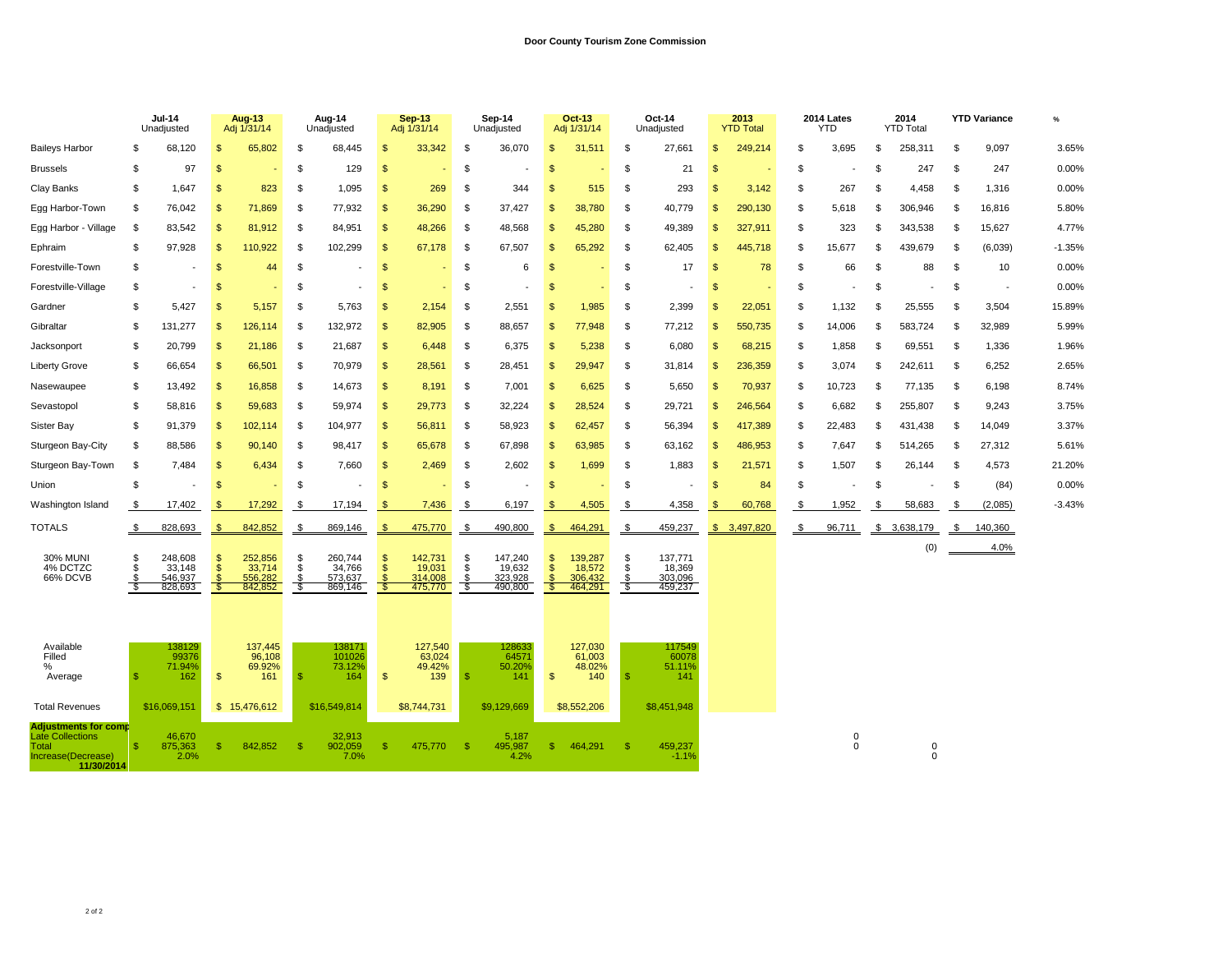# Door County Tourism Zone Commission

| | Jul-14 Unadjusted | Aug-13 Adj 1/31/14 | Aug-14 Unadjusted | Sep-13 Adj 1/31/14 | Sep-14 Unadjusted | Oct-13 Adj 1/31/14 | Oct-14 Unadjusted | 2013 YTD Total | 2014 Lates YTD | 2014 YTD Total | YTD Variance | % |
|---|---|---|---|---|---|---|---|---|---|---|---|---|
| Baileys Harbor | $ 68,120 | $ 65,802 | $ 68,445 | $ 33,342 | $ 36,070 | $ 31,511 | $ 27,661 | $ 249,214 | $ 3,695 | $ 258,311 | $ 9,097 | 3.65% |
| Brussels | $ 97 | $ - | $ 129 | $ - | $ - | $ - | $ 21 | $ - | $ - | $ 247 | $ 247 | 0.00% |
| Clay Banks | $ 1,647 | $ 823 | $ 1,095 | $ 269 | $ 344 | $ 515 | $ 293 | $ 3,142 | $ 267 | $ 4,458 | $ 1,316 | 0.00% |
| Egg Harbor-Town | $ 76,042 | $ 71,869 | $ 77,932 | $ 36,290 | $ 37,427 | $ 38,780 | $ 40,779 | $ 290,130 | $ 5,618 | $ 306,946 | $ 16,816 | 5.80% |
| Egg Harbor - Village | $ 83,542 | $ 81,912 | $ 84,951 | $ 48,266 | $ 48,568 | $ 45,280 | $ 49,389 | $ 327,911 | $ 323 | $ 343,538 | $ 15,627 | 4.77% |
| Ephraim | $ 97,928 | $ 110,922 | $ 102,299 | $ 67,178 | $ 67,507 | $ 65,292 | $ 62,405 | $ 445,718 | $ 15,677 | $ 439,679 | $ (6,039) | -1.35% |
| Forestville-Town | $ - | $ 44 | $ - | $ - | $ 6 | $ - | $ 17 | $ 78 | $ 66 | $ 88 | $ 10 | 0.00% |
| Forestville-Village | $ - | $ - | $ - | $ - | $ - | $ - | $ - | $ - | $ - | $ - | $ - | 0.00% |
| Gardner | $ 5,427 | $ 5,157 | $ 5,763 | $ 2,154 | $ 2,551 | $ 1,985 | $ 2,399 | $ 22,051 | $ 1,132 | $ 25,555 | $ 3,504 | 15.89% |
| Gibraltar | $ 131,277 | $ 126,114 | $ 132,972 | $ 82,905 | $ 88,657 | $ 77,948 | $ 77,212 | $ 550,735 | $ 14,006 | $ 583,724 | $ 32,989 | 5.99% |
| Jacksonport | $ 20,799 | $ 21,186 | $ 21,687 | $ 6,448 | $ 6,375 | $ 5,238 | $ 6,080 | $ 68,215 | $ 1,858 | $ 69,551 | $ 1,336 | 1.96% |
| Liberty Grove | $ 66,654 | $ 66,501 | $ 70,979 | $ 28,561 | $ 28,451 | $ 29,947 | $ 31,814 | $ 236,359 | $ 3,074 | $ 242,611 | $ 6,252 | 2.65% |
| Nasewaupee | $ 13,492 | $ 16,858 | $ 14,673 | $ 8,191 | $ 7,001 | $ 6,625 | $ 5,650 | $ 70,937 | $ 10,723 | $ 77,135 | $ 6,198 | 8.74% |
| Sevastopol | $ 58,816 | $ 59,683 | $ 59,974 | $ 29,773 | $ 32,224 | $ 28,524 | $ 29,721 | $ 246,564 | $ 6,682 | $ 255,807 | $ 9,243 | 3.75% |
| Sister Bay | $ 91,379 | $ 102,114 | $ 104,977 | $ 56,811 | $ 58,923 | $ 62,457 | $ 56,394 | $ 417,389 | $ 22,483 | $ 431,438 | $ 14,049 | 3.37% |
| Sturgeon Bay-City | $ 88,586 | $ 90,140 | $ 98,417 | $ 65,678 | $ 67,898 | $ 63,985 | $ 63,162 | $ 486,953 | $ 7,647 | $ 514,265 | $ 27,312 | 5.61% |
| Sturgeon Bay-Town | $ 7,484 | $ 6,434 | $ 7,660 | $ 2,469 | $ 2,602 | $ 1,699 | $ 1,883 | $ 21,571 | $ 1,507 | $ 26,144 | $ 4,573 | 21.20% |
| Union | $ - | $ - | $ - | $ - | $ - | $ - | $ - | $ 84 | $ - | $ - | $ (84) | 0.00% |
| Washington Island | $ 17,402 | $ 17,292 | $ 17,194 | $ 7,436 | $ 6,197 | $ 4,505 | $ 4,358 | $ 60,768 | $ 1,952 | $ 58,683 | $ (2,085) | -3.43% |
| TOTALS | $ 828,693 | $ 842,852 | $ 869,146 | $ 475,770 | $ 490,800 | $ 464,291 | $ 459,237 | $ 3,497,820 | $ 96,711 | $ 3,638,179 | $ 140,360 | |
| | | | | | | | | | | (0) | 4.0% | |
| 30% MUNI | $ 248,608 | $ 252,856 | $ 260,744 | $ 142,731 | $ 147,240 | $ 139,287 | $ 137,771 | | | | | |
| 4% DCTZC | $ 33,148 | $ 33,714 | $ 34,766 | $ 19,031 | $ 19,632 | $ 18,572 | $ 18,369 | | | | | |
| 66% DCVB | $ 546,937 | $ 556,282 | $ 573,637 | $ 314,008 | $ 323,928 | $ 306,432 | $ 303,096 | | | | | |
| | $ 828,693 | $ 842,852 | $ 869,146 | $ 475,770 | $ 490,800 | $ 464,291 | $ 459,237 | | | | | |
| Available | 138129 | 137,445 | 138171 | 127,540 | 128633 | 127,030 | 117549 | | | | | |
| Filled | 99376 | 96,108 | 101026 | 63,024 | 64571 | 61,003 | 60078 | | | | | |
| % | 71.94% | 69.92% | 73.12% | 49.42% | 50.20% | 48.02% | 51.11% | | | | | |
| Average | $ 162 | $ 161 | $ 164 | $ 139 | $ 141 | $ 140 | $ 141 | | | | | |
| Total Revenues | $16,069,151 | $ 15,476,612 | $16,549,814 | $8,744,731 | $9,129,669 | $8,552,206 | $8,451,948 | | | | | |
| Adjustments for comp | | | | | | | | | | | | |
| Late Collections | 46,670 | | 32,913 | | 5,187 | | | | 0 | | | |
| Total | $ 875,363 | $ 842,852 | $ 902,059 | $ 475,770 | $ 495,987 | $ 464,291 | $ 459,237 | | 0 | 0 | | |
| Increase(Decrease) | 2.0% | | 7.0% | | 4.2% | | -1.1% | | | 0 | | |
| 11/30/2014 | | | | | | | | | | | | |